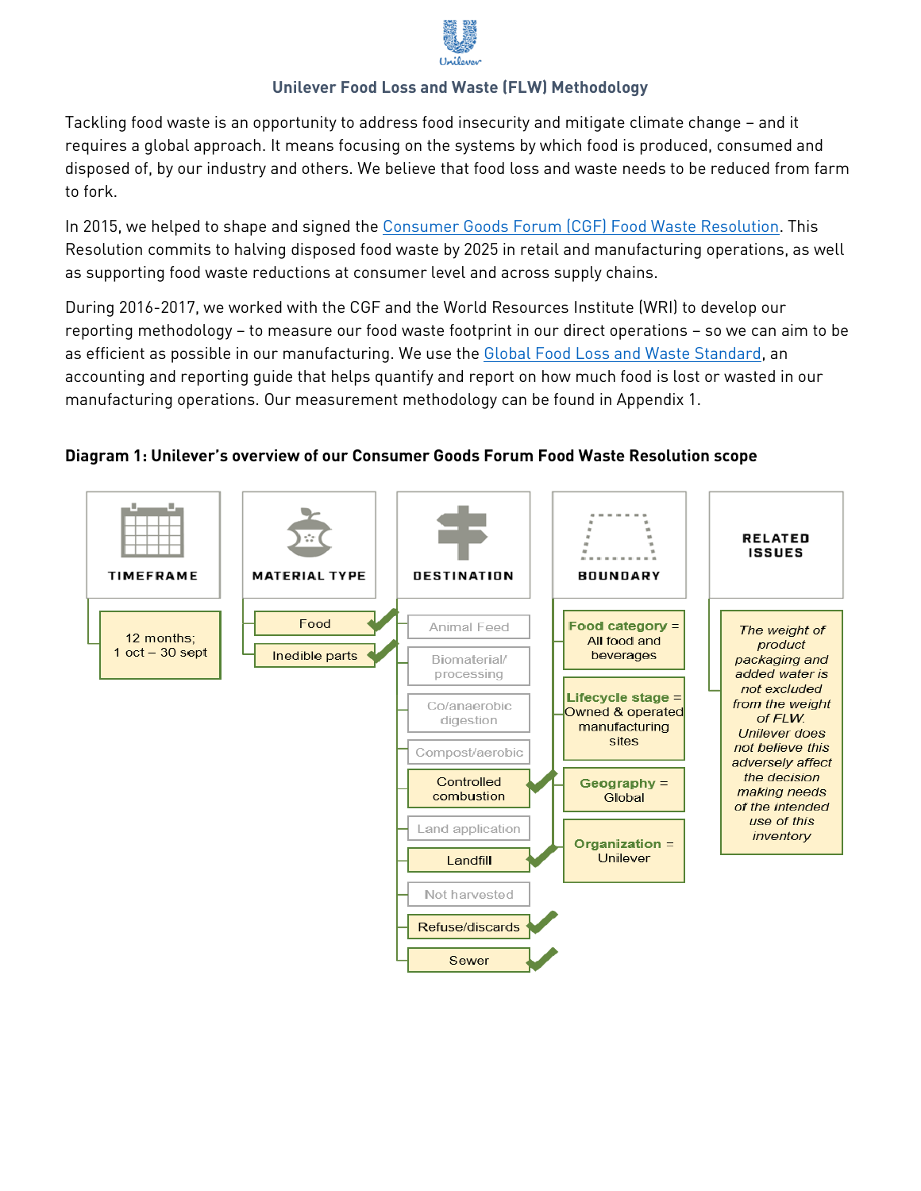## Unilever Food Loss and Waste (FLW) Methodology

Tackling food waste is an opportunity to address food insecurity and mitigate climate change – and it requires a global approach. It means focusing on the systems by which food is produced, consumed and disposed of, by our industry and others. We believe that food loss and waste needs to be reduced from farm to fork.

In 2015, we helped to shape and signed the [Consumer Goods Forum (CGF) Food Waste Resolution](). This Resolution commits to halving disposed food waste by 2025 in retail and manufacturing operations, as well as supporting food waste reductions at consumer level and across supply chains.

During 2016-2017, we worked with the CGF and the World Resources Institute (WRI) to develop our reporting methodology – to measure our food waste footprint in our direct operations – so we can aim to be as efficient as possible in our manufacturing. We use the [Global Food Loss and Waste Standard](), an accounting and reporting guide that helps quantify and report on how much food is lost or wasted in our manufacturing operations. Our measurement methodology can be found in Appendix 1.

**Diagram 1: Unilever's overview of our Consumer Goods Forum Food Waste Resolution scope**

**TIMEFRAME**
- 12 months; 1 oct – 30 sept

**MATERIAL TYPE**
- Food ✔
- Inedible parts ✔

**DESTINATION**
- Animal Feed
- Biomaterial/ processing
- Co/anaerobic digestion
- Compost/aerobic
- Controlled combustion ✔
- Land application
- Landfill ✔
- Not harvested
- Refuse/discards ✔
- Sewer ✔

**BOUNDARY**
- **Food category** = All food and beverages
- **Lifecycle stage** = Owned & operated manufacturing sites
- **Geography** = Global
- **Organization** = Unilever

**RELATED ISSUES**
- *The weight of product packaging and added water is not excluded from the weight of FLW. Unilever does not believe this adversely affect the decision making needs of the intended use of this inventory*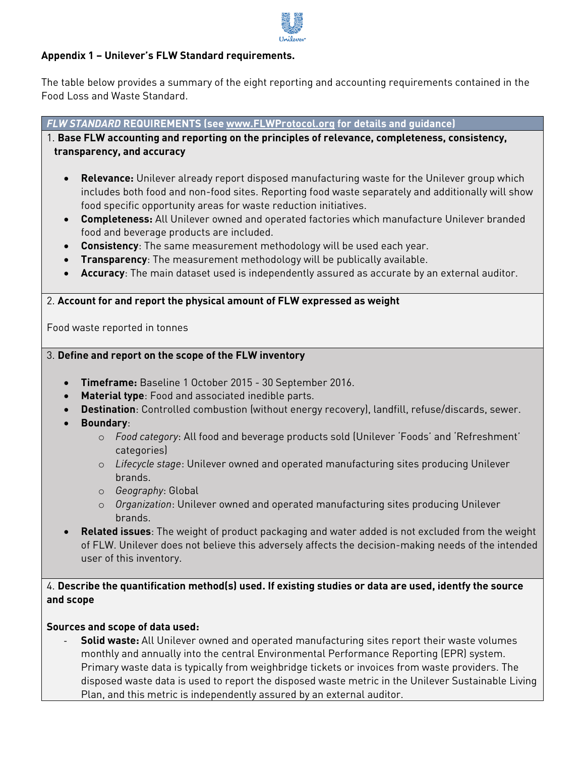## Appendix 1 – Unilever's FLW Standard requirements.

The table below provides a summary of the eight reporting and accounting requirements contained in the Food Loss and Waste Standard.

***FLW STANDARD* REQUIREMENTS (see www.FLWProtocol.org for details and guidance)**

1. **Base FLW accounting and reporting on the principles of relevance, completeness, consistency, transparency, and accuracy**

- **Relevance:** Unilever already report disposed manufacturing waste for the Unilever group which includes both food and non-food sites. Reporting food waste separately and additionally will show food specific opportunity areas for waste reduction initiatives.
- **Completeness:** All Unilever owned and operated factories which manufacture Unilever branded food and beverage products are included.
- **Consistency**: The same measurement methodology will be used each year.
- **Transparency**: The measurement methodology will be publically available.
- **Accuracy**: The main dataset used is independently assured as accurate by an external auditor.

2. **Account for and report the physical amount of FLW expressed as weight**

Food waste reported in tonnes

3. **Define and report on the scope of the FLW inventory**

- **Timeframe:** Baseline 1 October 2015 - 30 September 2016.
- **Material type**: Food and associated inedible parts.
- **Destination**: Controlled combustion (without energy recovery), landfill, refuse/discards, sewer.
- **Boundary**:
  - *Food category*: All food and beverage products sold (Unilever 'Foods' and 'Refreshment' categories)
  - *Lifecycle stage*: Unilever owned and operated manufacturing sites producing Unilever brands.
  - *Geography*: Global
  - *Organization*: Unilever owned and operated manufacturing sites producing Unilever brands.
- **Related issues**: The weight of product packaging and water added is not excluded from the weight of FLW. Unilever does not believe this adversely affects the decision-making needs of the intended user of this inventory.

4. **Describe the quantification method(s) used. If existing studies or data are used, identfy the source and scope**

**Sources and scope of data used:**

- **Solid waste:** All Unilever owned and operated manufacturing sites report their waste volumes monthly and annually into the central Environmental Performance Reporting (EPR) system. Primary waste data is typically from weighbridge tickets or invoices from waste providers. The disposed waste data is used to report the disposed waste metric in the Unilever Sustainable Living Plan, and this metric is independently assured by an external auditor.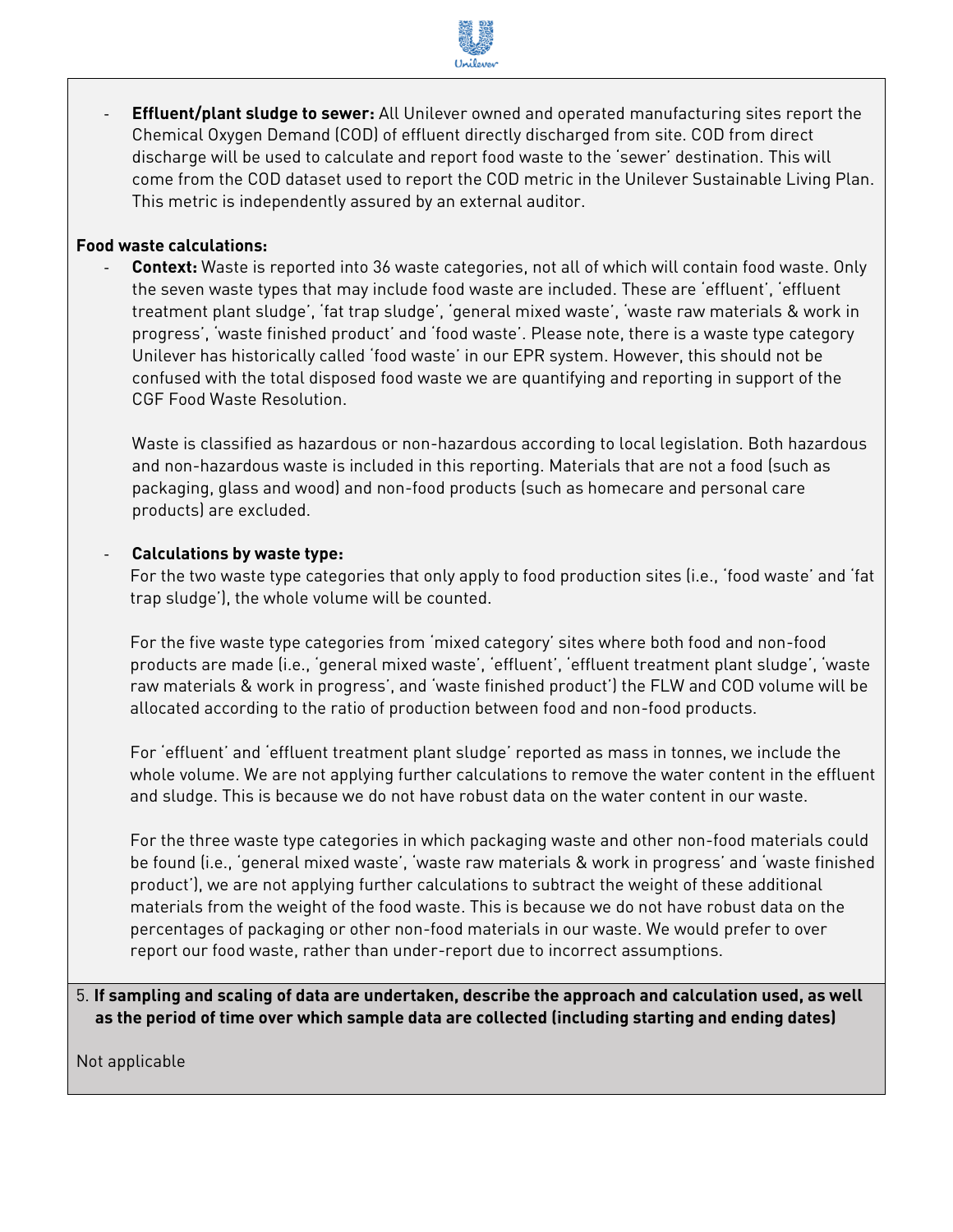- **Effluent/plant sludge to sewer:** All Unilever owned and operated manufacturing sites report the Chemical Oxygen Demand (COD) of effluent directly discharged from site. COD from direct discharge will be used to calculate and report food waste to the 'sewer' destination. This will come from the COD dataset used to report the COD metric in the Unilever Sustainable Living Plan. This metric is independently assured by an external auditor.

**Food waste calculations:**

- **Context:** Waste is reported into 36 waste categories, not all of which will contain food waste. Only the seven waste types that may include food waste are included. These are 'effluent', 'effluent treatment plant sludge', 'fat trap sludge', 'general mixed waste', 'waste raw materials & work in progress', 'waste finished product' and 'food waste'. Please note, there is a waste type category Unilever has historically called 'food waste' in our EPR system. However, this should not be confused with the total disposed food waste we are quantifying and reporting in support of the CGF Food Waste Resolution.

  Waste is classified as hazardous or non-hazardous according to local legislation. Both hazardous and non-hazardous waste is included in this reporting. Materials that are not a food (such as packaging, glass and wood) and non-food products (such as homecare and personal care products) are excluded.

- **Calculations by waste type:**

  For the two waste type categories that only apply to food production sites (i.e., 'food waste' and 'fat trap sludge'), the whole volume will be counted.

  For the five waste type categories from 'mixed category' sites where both food and non-food products are made (i.e., 'general mixed waste', 'effluent', 'effluent treatment plant sludge', 'waste raw materials & work in progress', and 'waste finished product') the FLW and COD volume will be allocated according to the ratio of production between food and non-food products.

  For 'effluent' and 'effluent treatment plant sludge' reported as mass in tonnes, we include the whole volume. We are not applying further calculations to remove the water content in the effluent and sludge. This is because we do not have robust data on the water content in our waste.

  For the three waste type categories in which packaging waste and other non-food materials could be found (i.e., 'general mixed waste', 'waste raw materials & work in progress' and 'waste finished product'), we are not applying further calculations to subtract the weight of these additional materials from the weight of the food waste. This is because we do not have robust data on the percentages of packaging or other non-food materials in our waste. We would prefer to over report our food waste, rather than under-report due to incorrect assumptions.

5. **If sampling and scaling of data are undertaken, describe the approach and calculation used, as well as the period of time over which sample data are collected (including starting and ending dates)**

Not applicable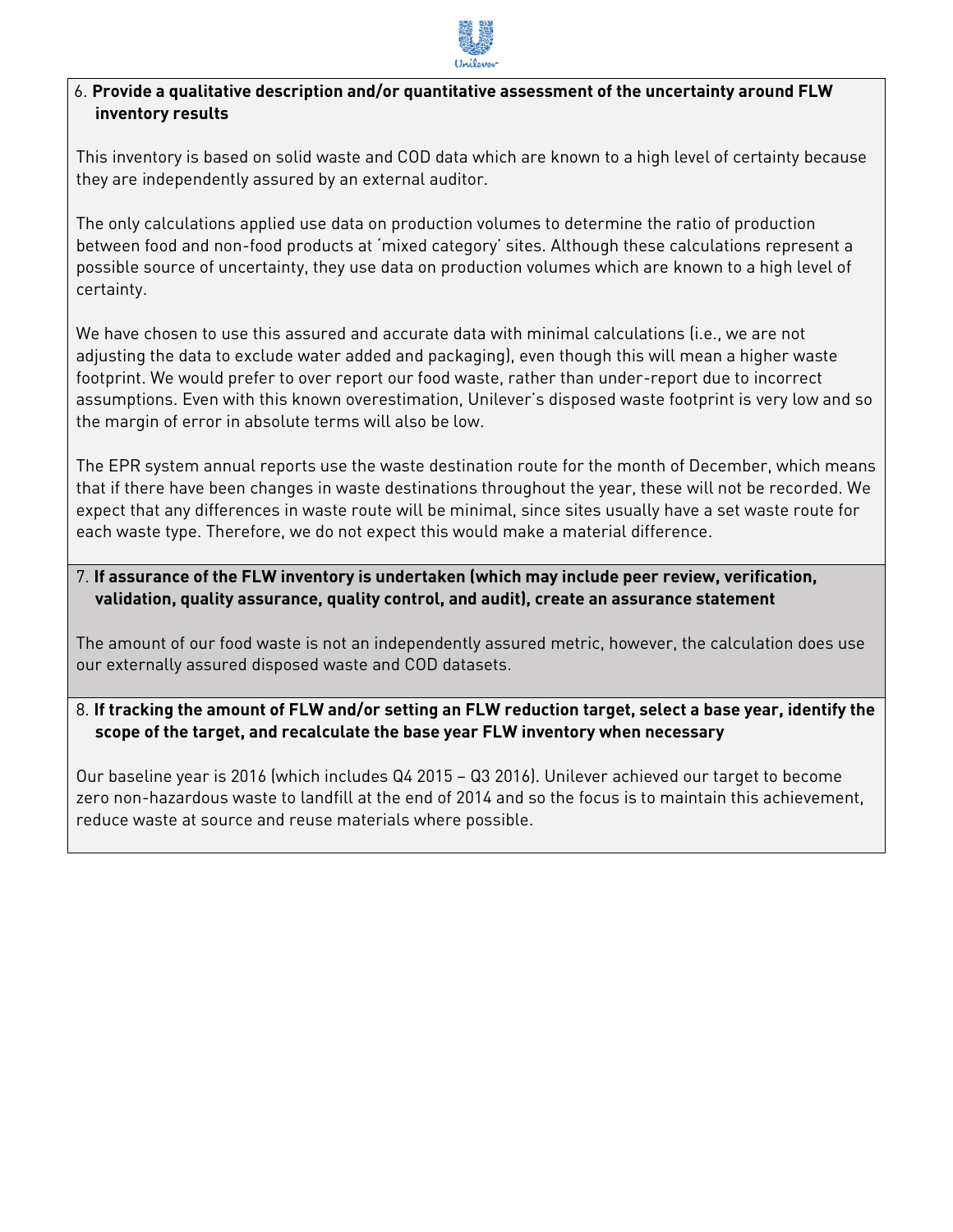6. **Provide a qualitative description and/or quantitative assessment of the uncertainty around FLW inventory results**

This inventory is based on solid waste and COD data which are known to a high level of certainty because they are independently assured by an external auditor.

The only calculations applied use data on production volumes to determine the ratio of production between food and non-food products at 'mixed category' sites. Although these calculations represent a possible source of uncertainty, they use data on production volumes which are known to a high level of certainty.

We have chosen to use this assured and accurate data with minimal calculations (i.e., we are not adjusting the data to exclude water added and packaging), even though this will mean a higher waste footprint. We would prefer to over report our food waste, rather than under-report due to incorrect assumptions. Even with this known overestimation, Unilever's disposed waste footprint is very low and so the margin of error in absolute terms will also be low.

The EPR system annual reports use the waste destination route for the month of December, which means that if there have been changes in waste destinations throughout the year, these will not be recorded. We expect that any differences in waste route will be minimal, since sites usually have a set waste route for each waste type. Therefore, we do not expect this would make a material difference.

7. **If assurance of the FLW inventory is undertaken (which may include peer review, verification, validation, quality assurance, quality control, and audit), create an assurance statement**

The amount of our food waste is not an independently assured metric, however, the calculation does use our externally assured disposed waste and COD datasets.

8. **If tracking the amount of FLW and/or setting an FLW reduction target, select a base year, identify the scope of the target, and recalculate the base year FLW inventory when necessary**

Our baseline year is 2016 (which includes Q4 2015 – Q3 2016). Unilever achieved our target to become zero non-hazardous waste to landfill at the end of 2014 and so the focus is to maintain this achievement, reduce waste at source and reuse materials where possible.